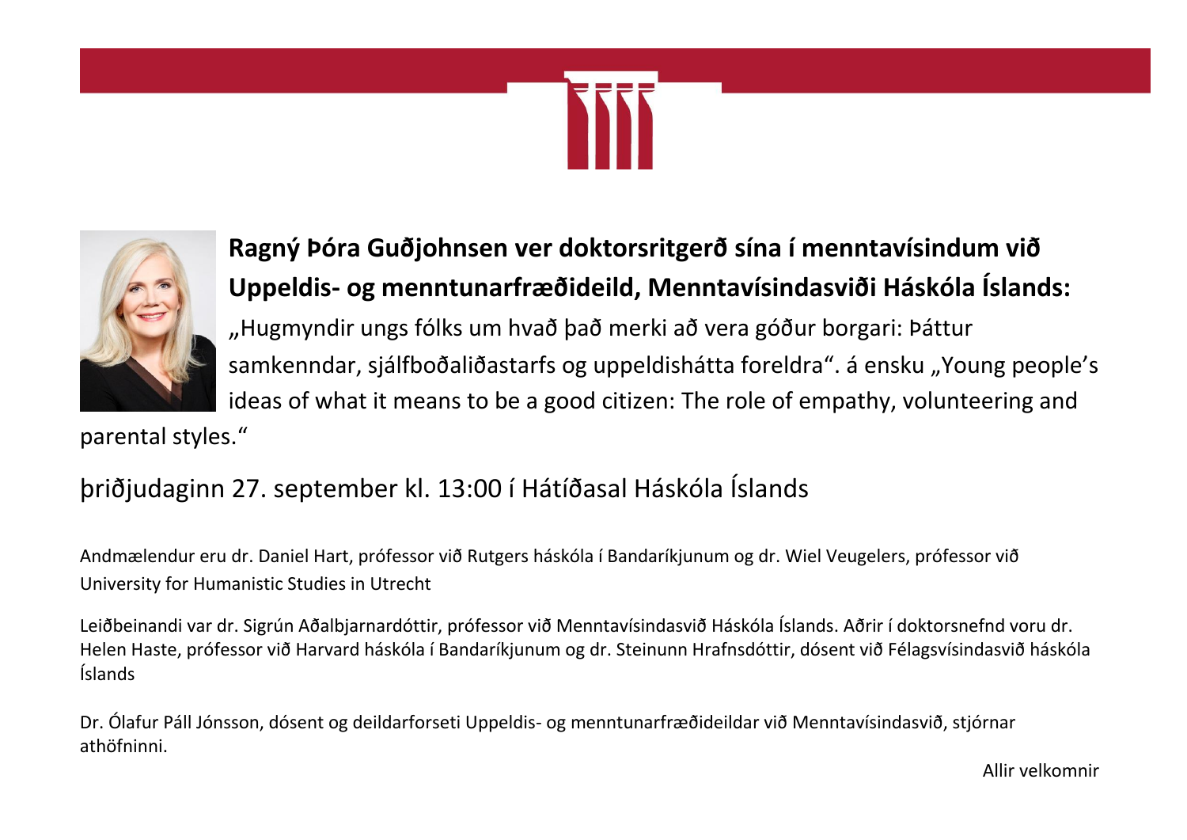**Ragný Þóra Guðjohnsen ver doktorsritgerð sína í menntavísindum við Uppeldis- og menntunarfræðideild, Menntavísindasviði Háskóla Íslands:**

„Hugmyndir ungs fólks um hvað það merki að vera góður borgari: Þáttur samkenndar, sjálfboðaliðastarfs og uppeldishátta foreldra". á ensku „Young people's ideas of what it means to be a good citizen: The role of empathy, volunteering and parental styles."

þriðjudaginn 27. september kl. 13:00 í Hátíðasal Háskóla Íslands

Andmælendur eru dr. Daniel Hart, prófessor við Rutgers háskóla í Bandaríkjunum og dr. Wiel Veugelers, prófessor við University for Humanistic Studies in Utrecht

Leiðbeinandi var dr. Sigrún Aðalbjarnardóttir, prófessor við Menntavísindasvið Háskóla Íslands. Aðrir í doktorsnefnd voru dr. Helen Haste, prófessor við Harvard háskóla í Bandaríkjunum og dr. Steinunn Hrafnsdóttir, dósent við Félagsvísindasvið háskóla Íslands

Dr. Ólafur Páll Jónsson, dósent og deildarforseti Uppeldis- og menntunarfræðideildar við Menntavísindasvið, stjórnar athöfninni.

Allir velkomnir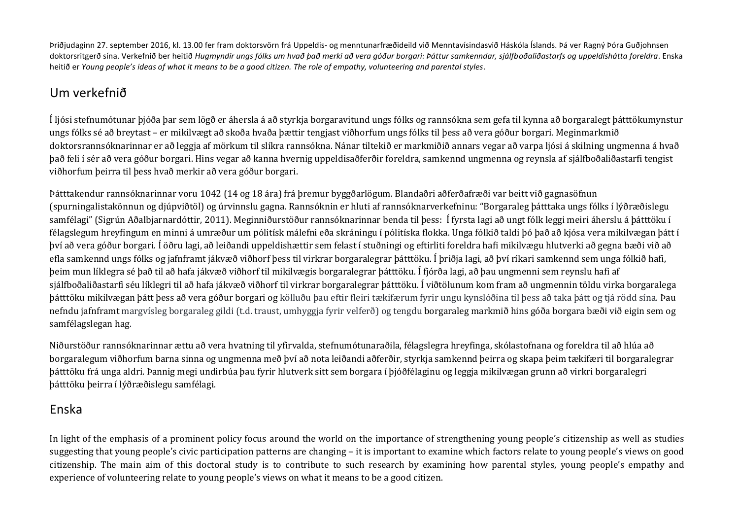Þriðjudaginn 27. september 2016, kl. 13.00 fer fram doktorsvörn frá Uppeldis- og menntunarfræðideild við Menntavísindasvið Háskóla Íslands. Þá ver Ragný Þóra Guðjohnsen doktorsritgerð sína. Verkefnið ber heitið *Hugmyndir ungs fólks um hvað það merki að vera góður borgari: Þáttur samkenndar, sjálfboðaliðastarfs og uppeldishátta foreldra*. Enska heitið er *Young people's ideas of what it means to be a good citizen. The role of empathy, volunteering and parental styles*.

## Um verkefnið

Í ljósi stefnumótunar þjóða þar sem lögð er áhersla á að styrkja borgaravitund ungs fólks og rannsókna sem gefa til kynna að borgaralegt þátttökumynstur ungs fólks sé að breytast – er mikilvægt að skoða hvaða þættir tengjast viðhorfum ungs fólks til þess að vera góður borgari. Meginmarkmið doktorsrannsóknarinnar er að leggja af mörkum til slíkra rannsókna. Nánar tiltekið er markmiðið annars vegar að varpa ljósi á skilning ungmenna á hvað það feli í sér að vera góður borgari. Hins vegar að kanna hvernig uppeldisaðferðir foreldra, samkennd ungmenna og reynsla af sjálfboðaliðastarfi tengist viðhorfum þeirra til þess hvað merkir að vera góður borgari.

Þátttakendur rannsóknarinnar voru 1042 (14 og 18 ára) frá þremur byggðarlögum. Blandaðri aðferðafræði var beitt við gagnasöfnun (spurningalistakönnun og djúpviðtöl) og úrvinnslu gagna. Rannsóknin er hluti af rannsóknarverkefninu: "Borgaraleg þátttaka ungs fólks í lýðræðislegu samfélagi" (Sigrún Aðalbjarnardóttir, 2011). Meginniðurstöður rannsóknarinnar benda til þess: Í fyrsta lagi að ungt fólk leggi meiri áherslu á þátttöku í félagslegum hreyfingum en minni á umræður um pólitísk málefni eða skráningu í pólitíska flokka. Unga fólkið taldi þó það að kjósa vera mikilvægan þátt í því að vera góður borgari. Í öðru lagi, að leiðandi uppeldishættir sem felast í stuðningi og eftirliti foreldra hafi mikilvægu hlutverki að gegna bæði við að efla samkennd ungs fólks og jafnframt jákvæð viðhorf þess til virkrar borgaralegrar þátttöku. Í þriðja lagi, að því ríkari samkennd sem unga fólkið hafi, þeim mun líklegra sé það til að hafa jákvæð viðhorf til mikilvægis borgaralegrar þátttöku. Í fjórða lagi, að þau ungmenni sem reynslu hafi af sjálfboðaliðastarfi séu líklegri til að hafa jákvæð viðhorf til virkrar borgaralegrar þátttöku. Í viðtölunum kom fram að ungmennin töldu virka borgaralega þátttöku mikilvægan þátt þess að vera góður borgari og kölluðu þau eftir fleiri tækifærum fyrir ungu kynslóðina til þess að taka þátt og tjá rödd sína. Þau nefndu jafnframt margvísleg borgaraleg gildi (t.d. traust, umhyggja fyrir velferð) og tengdu borgaraleg markmið hins góða borgara bæði við eigin sem og samfélagslegan hag.

Niðurstöður rannsóknarinnar ættu að vera hvatning til yfirvalda, stefnumótunaraðila, félagslegra hreyfinga, skólastofnana og foreldra til að hlúa að borgaralegum viðhorfum barna sinna og ungmenna með því að nota leiðandi aðferðir, styrkja samkennd þeirra og skapa þeim tækifæri til borgaralegrar þátttöku frá unga aldri. Þannig megi undirbúa þau fyrir hlutverk sitt sem borgara í þjóðfélaginu og leggja mikilvægan grunn að virkri borgaralegri þátttöku þeirra í lýðræðislegu samfélagi.

## Enska

In light of the emphasis of a prominent policy focus around the world on the importance of strengthening young people's citizenship as well as studies suggesting that young people's civic participation patterns are changing – it is important to examine which factors relate to young people's views on good citizenship. The main aim of this doctoral study is to contribute to such research by examining how parental styles, young people's empathy and experience of volunteering relate to young people's views on what it means to be a good citizen.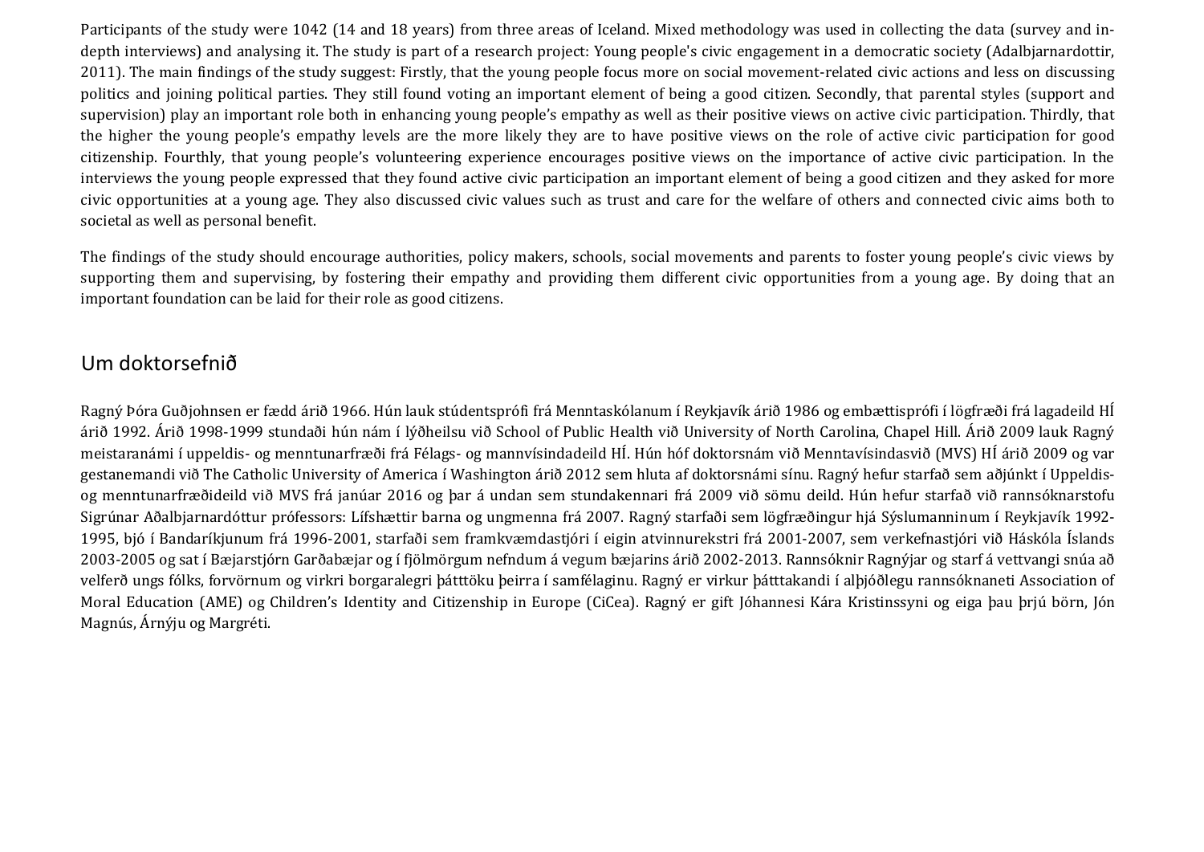Participants of the study were 1042 (14 and 18 years) from three areas of Iceland. Mixed methodology was used in collecting the data (survey and in-depth interviews) and analysing it. The study is part of a research project: Young people's civic engagement in a democratic society (Adalbjarnardottir, 2011). The main findings of the study suggest: Firstly, that the young people focus more on social movement-related civic actions and less on discussing politics and joining political parties. They still found voting an important element of being a good citizen. Secondly, that parental styles (support and supervision) play an important role both in enhancing young people's empathy as well as their positive views on active civic participation. Thirdly, that the higher the young people's empathy levels are the more likely they are to have positive views on the role of active civic participation for good citizenship. Fourthly, that young people's volunteering experience encourages positive views on the importance of active civic participation. In the interviews the young people expressed that they found active civic participation an important element of being a good citizen and they asked for more civic opportunities at a young age. They also discussed civic values such as trust and care for the welfare of others and connected civic aims both to societal as well as personal benefit.

The findings of the study should encourage authorities, policy makers, schools, social movements and parents to foster young people's civic views by supporting them and supervising, by fostering their empathy and providing them different civic opportunities from a young age. By doing that an important foundation can be laid for their role as good citizens.

## Um doktorsefnið

Ragný Þóra Guðjohnsen er fædd árið 1966. Hún lauk stúdentsprófi frá Menntaskólanum í Reykjavík árið 1986 og embættisprófi í lögfræði frá lagadeild HÍ árið 1992. Árið 1998-1999 stundaði hún nám í lýðheilsu við School of Public Health við University of North Carolina, Chapel Hill. Árið 2009 lauk Ragný meistaranámi í uppeldis- og menntunarfræði frá Félags- og mannvísindadeild HÍ. Hún hóf doktorsnám við Menntavísindasvið (MVS) HÍ árið 2009 og var gestanemandi við The Catholic University of America í Washington árið 2012 sem hluta af doktorsnámi sínu. Ragný hefur starfað sem aðjúnkt í Uppeldis- og menntunarfræðideild við MVS frá janúar 2016 og þar á undan sem stundakennari frá 2009 við sömu deild. Hún hefur starfað við rannsóknarstofu Sigrúnar Aðalbjarnardóttur prófessors: Lífshættir barna og ungmenna frá 2007. Ragný starfaði sem lögfræðingur hjá Sýslumanninum í Reykjavík 1992-1995, bjó í Bandaríkjunum frá 1996-2001, starfaði sem framkvæmdastjóri í eigin atvinnurekstri frá 2001-2007, sem verkefnastjóri við Háskóla Íslands 2003-2005 og sat í Bæjarstjórn Garðabæjar og í fjölmörgum nefndum á vegum bæjarins árið 2002-2013. Rannsóknir Ragnýjar og starf á vettvangi snúa að velferð ungs fólks, forvörnum og virkri borgaralegri þátttöku þeirra í samfélaginu. Ragný er virkur þátttakandi í alþjóðlegu rannsóknaneti Association of Moral Education (AME) og Children's Identity and Citizenship in Europe (CiCea). Ragný er gift Jóhannesi Kára Kristinssyni og eiga þau þrjú börn, Jón Magnús, Árnýju og Margréti.